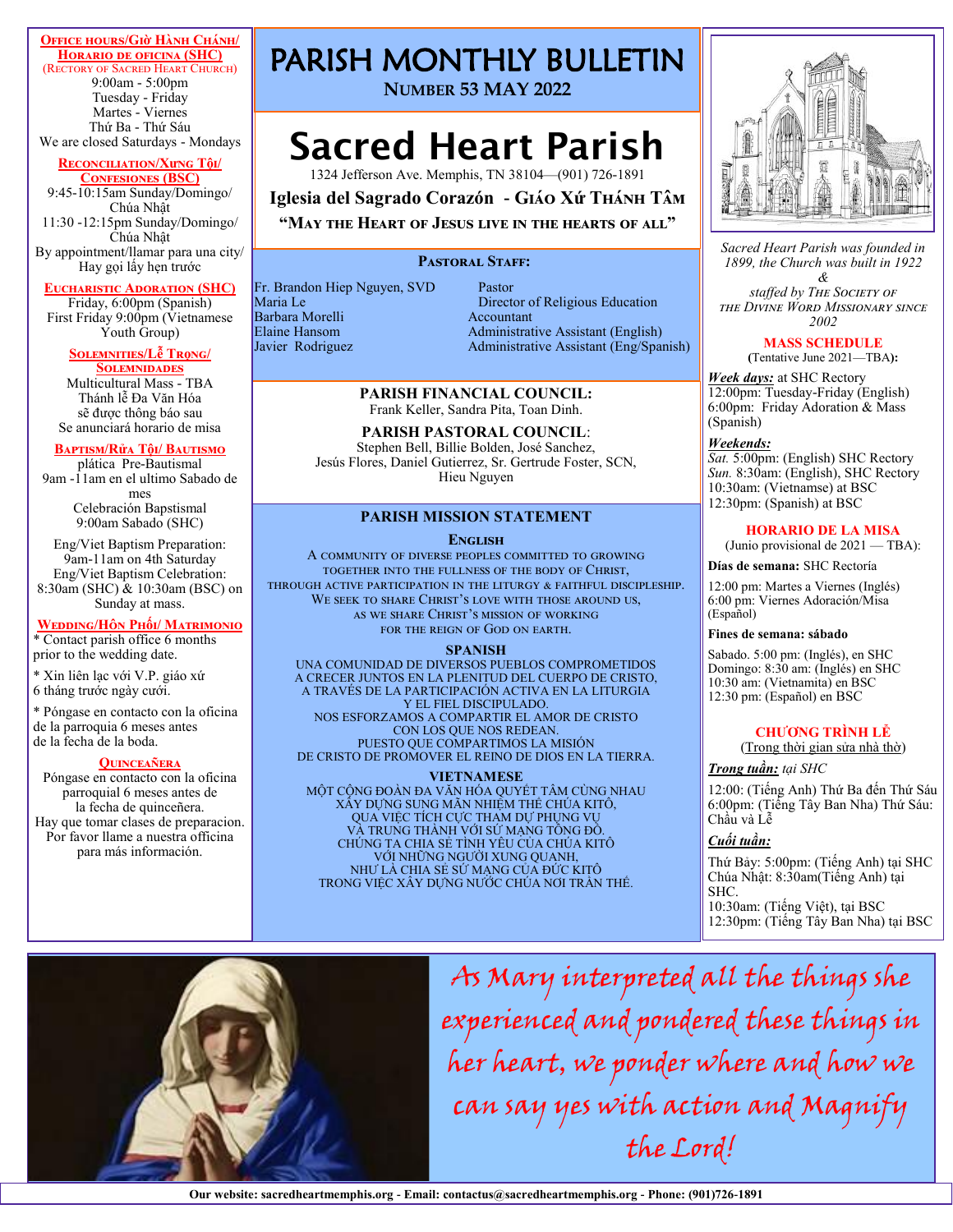# PARISH MONTHLY BULLETIN

**Number 53 May 2022**

# Sacred Heart Parish

1324 Jefferson Ave. Memphis, TN 38104—(901) 726-1891

**Iglesia del Sagrado Corazón - Giáo Xứ Thánh Tâm**

**"May the Heart of Jesus live in the hearts of all"**

### Pastoral Staff:

| | |
|---|---|
| Fr. Brandon Hiep Nguyen, SVD | Pastor |
| Maria Le | Director of Religious Education |
| Barbara Morelli | Accountant |
| Elaine Hansom | Administrative Assistant (English) |
| Javier Rodriguez | Administrative Assistant (Eng/Spanish) |

### PARISH FINANCIAL COUNCIL:

Frank Keller, Sandra Pita, Toan Dinh.

### PARISH PASTORAL COUNCIL:

Stephen Bell, Billie Bolden, José Sanchez, Jesús Flores, Daniel Gutierrez, Sr. Gertrude Foster, SCN, Hieu Nguyen

### PARISH MISSION STATEMENT

**English**

A community of diverse peoples committed to growing together into the fullness of the Body of Christ, through active participation in the liturgy & faithful discipleship. We seek to share Christ's love with those around us, as we share Christ's mission of working for the reign of God on earth.

**SPANISH**

UNA COMUNIDAD DE DIVERSOS PUEBLOS COMPROMETIDOS A CRECER JUNTOS EN LA PLENITUD DEL CUERPO DE CRISTO, A TRAVÉS DE LA PARTICIPACIÓN ACTIVA EN LA LITURGIA Y EL FIEL DISCIPULADO. NOS ESFORZAMOS A COMPARTIR EL AMOR DE CRISTO CON LOS QUE NOS REDEAN. PUESTO QUE COMPARTIMOS LA MISIÓN DE CRISTO DE PROMOVER EL REINO DE DIOS EN LA TIERRA.

**VIETNAMESE**

MỘT CỘNG ĐOÀN ĐA VĂN HÓA QUYẾT TÂM CÙNG NHAU XÂY DỰNG SUNG MÃN NHIỆM THỂ CHÚA KITÔ, QUA VIỆC TÍCH CỰC THAM DỰ PHỤNG VỤ VÀ TRUNG THÀNH VỚI SỨ MẠNG TÔNG ĐỒ. CHÚNG TA CHIA SẺ TÌNH YÊU CỦA CHÚA KITÔ VỚI NHỮNG NGƯỜI XUNG QUANH, NHƯ LÀ CHIA SẺ SỨ MẠNG CỦA ĐỨC KITÔ TRONG VIỆC XÂY DỰNG NƯỚC CHÚA NƠI TRẦN THẾ.

---

### Office hours/Giờ Hành Chánh/ Horario de oficina (SHC)

(Rectory of Sacred Heart Church)

9:00am - 5:00pm
Tuesday - Friday
Martes - Viernes
Thứ Ba - Thứ Sáu
We are closed Saturdays - Mondays

### Reconciliation/Xưng Tội/ Confesiones (BSC)

9:45-10:15am Sunday/Domingo/ Chúa Nhật
11:30 -12:15pm Sunday/Domingo/ Chúa Nhật
By appointment/llamar para una city/ Hay gọi lấy hẹn trước

### Eucharistic Adoration (SHC)

Friday, 6:00pm (Spanish)
First Friday 9:00pm (Vietnamese Youth Group)

### Solemnities/Lễ Trọng/ Solemnidades

Multicultural Mass - TBA
Thánh lễ Đa Văn Hóa sẽ được thông báo sau
Se anunciará horario de misa

### Baptism/Rửa Tội/ Bautismo

plática Pre-Bautismal
9am -11am en el ultimo Sabado de mes
Celebración Bapstismal
9:00am Sabado (SHC)

Eng/Viet Baptism Preparation: 9am-11am on 4th Saturday
Eng/Viet Baptism Celebration: 8:30am (SHC) & 10:30am (BSC) on Sunday at mass.

### Wedding/Hôn Phối/ Matrimonio

* Contact parish office 6 months prior to the wedding date.

* Xin liên lạc với V.P. giáo xứ 6 tháng trước ngày cưới.

* Póngase en contacto con la oficina de la parroquia 6 meses antes de la fecha de la boda.

### Quinceañera

Póngase en contacto con la oficina parroquial 6 meses antes de la fecha de quinceñera.
Hay que tomar clases de preparacion.
Por favor llame a nuestra officina para más información.

---

*Sacred Heart Parish was founded in 1899, the Church was built in 1922 & staffed by The Society of the Divine Word Missionary since 2002*

### MASS SCHEDULE

(Tentative June 2021—TBA):

***Week days:*** at SHC Rectory
12:00pm: Tuesday-Friday (English)
6:00pm: Friday Adoration & Mass (Spanish)

***Weekends:***
*Sat.* 5:00pm: (English) SHC Rectory
*Sun.* 8:30am: (English), SHC Rectory
10:30am: (Vietnamse) at BSC
12:30pm: (Spanish) at BSC

### HORARIO DE LA MISA

(Junio provisional de 2021 — TBA):

**Días de semana:** SHC Rectoría

12:00 pm: Martes a Viernes (Inglés)
6:00 pm: Viernes Adoración/Misa (Español)

**Fines de semana: sábado**

Sabado. 5:00 pm: (Inglés), en SHC
Domingo: 8:30 am: (Inglés) en SHC
10:30 am: (Vietnamita) en BSC
12:30 pm: (Español) en BSC

### CHƯƠNG TRÌNH LỄ

(Trong thời gian sửa nhà thờ)

***Trong tuần:*** *tại SHC*

12:00: (Tiếng Anh) Thứ Ba đến Thứ Sáu
6:00pm: (Tiếng Tây Ban Nha) Thứ Sáu: Chầu và Lễ

***Cuối tuần:***

Thứ Bảy: 5:00pm: (Tiếng Anh) tại SHC
Chúa Nhật: 8:30am(Tiếng Anh) tại SHC.
10:30am: (Tiếng Việt), tại BSC
12:30pm: (Tiếng Tây Ban Nha) tại BSC

---

*As Mary interpreted all the things she experienced and pondered these things in her heart, we ponder where and how we can say yes with action and Magnify the Lord!*

Our website: sacredheartmemphis.org - Email: contactus@sacredheartmemphis.org - Phone: (901)726-1891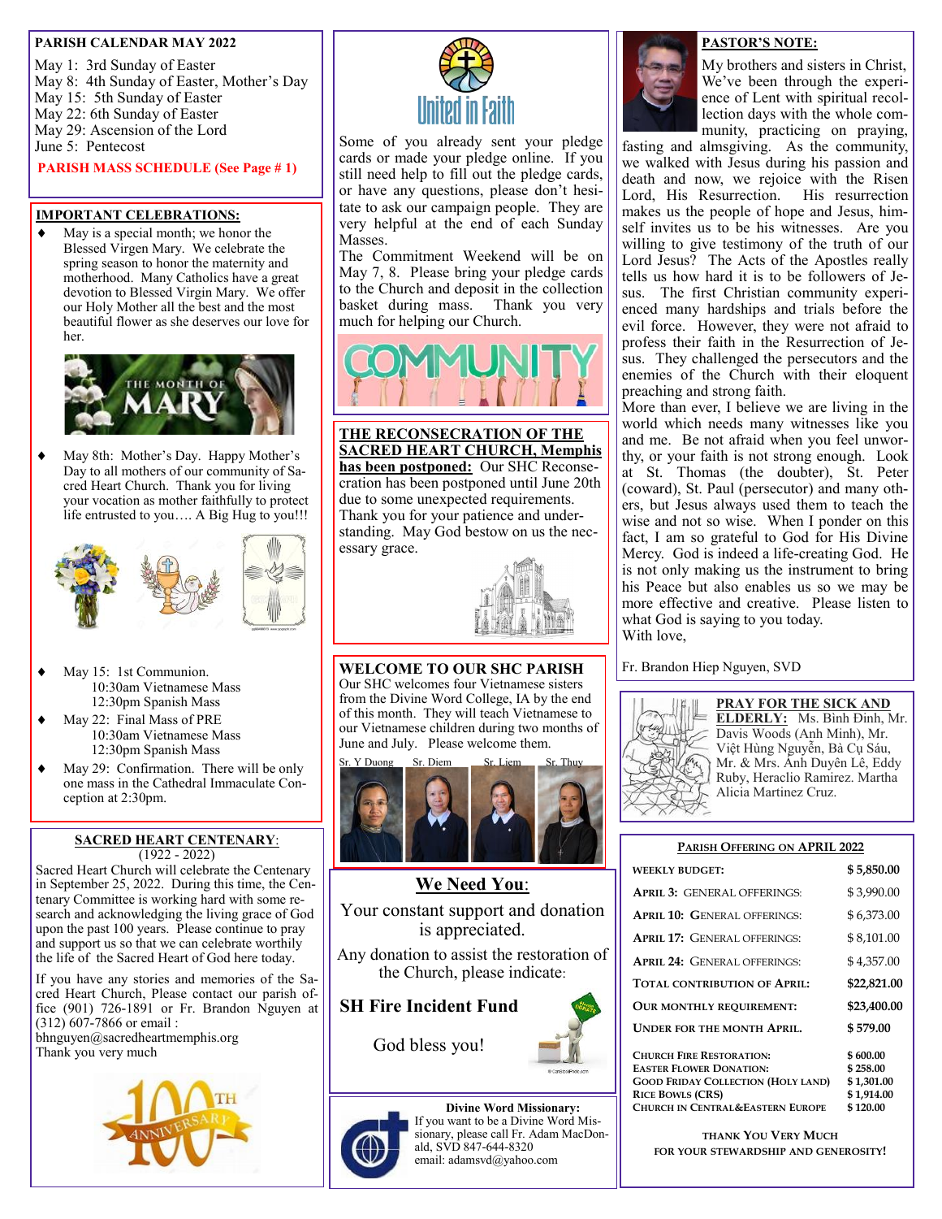## PARISH CALENDAR MAY 2022

May 1: 3rd Sunday of Easter
May 8: 4th Sunday of Easter, Mother's Day
May 15: 5th Sunday of Easter
May 22: 6th Sunday of Easter
May 29: Ascension of the Lord
June 5: Pentecost

**PARISH MASS SCHEDULE (See Page # 1)**

## IMPORTANT CELEBRATIONS:

- May is a special month; we honor the Blessed Virgen Mary. We celebrate the spring season to honor the maternity and motherhood. Many Catholics have a great devotion to Blessed Virgin Mary. We offer our Holy Mother all the best and the most beautiful flower as she deserves our love for her.

- May 8th: Mother's Day. Happy Mother's Day to all mothers of our community of Sacred Heart Church. Thank you for living your vocation as mother faithfully to protect life entrusted to you…. A Big Hug to you!!!

- May 15: 1st Communion.
  10:30am Vietnamese Mass
  12:30pm Spanish Mass
- May 22: Final Mass of PRE
  10:30am Vietnamese Mass
  12:30pm Spanish Mass
- May 29: Confirmation. There will be only one mass in the Cathedral Immaculate Conception at 2:30pm.

## SACRED HEART CENTENARY:
(1922 - 2022)

Sacred Heart Church will celebrate the Centenary in September 25, 2022. During this time, the Centenary Committee is working hard with some research and acknowledging the living grace of God upon the past 100 years. Please continue to pray and support us so that we can celebrate worthily the life of the Sacred Heart of God here today.

If you have any stories and memories of the Sacred Heart Church, Please contact our parish office (901) 726-1891 or Fr. Brandon Nguyen at (312) 607-7866 or email : bhnguyen@sacredheartmemphis.org
Thank you very much

## United in Faith

Some of you already sent your pledge cards or made your pledge online. If you still need help to fill out the pledge cards, or have any questions, please don't hesitate to ask our campaign people. They are very helpful at the end of each Sunday Masses.
The Commitment Weekend will be on May 7, 8. Please bring your pledge cards to the Church and deposit in the collection basket during mass. Thank you very much for helping our Church.

**THE RECONSECRATION OF THE SACRED HEART CHURCH, Memphis has been postponed:** Our SHC Reconsecration has been postponed until June 20th due to some unexpected requirements. Thank you for your patience and understanding. May God bestow on us the necessary grace.

## WELCOME TO OUR SHC PARISH

Our SHC welcomes four Vietnamese sisters from the Divine Word College, IA by the end of this month. They will teach Vietnamese to our Vietnamese children during two months of June and July. Please welcome them.

Sr. Y Duong, Sr. Diem, Sr. Liem, Sr. Thuy

## We Need You:

Your constant support and donation is appreciated.

Any donation to assist the restoration of the Church, please indicate:

**SH Fire Incident Fund**

God bless you!

**Divine Word Missionary:**
If you want to be a Divine Word Missionary, please call Fr. Adam MacDonald, SVD 847-644-8320
email: adamsvd@yahoo.com

## PASTOR'S NOTE:

My brothers and sisters in Christ, We've been through the experience of Lent with spiritual recollection days with the whole community, practicing on praying, fasting and almsgiving. As the community, we walked with Jesus during his passion and death and now, we rejoice with the Risen Lord, His Resurrection. His resurrection makes us the people of hope and Jesus, himself invites us to be his witnesses. Are you willing to give testimony of the truth of our Lord Jesus? The Acts of the Apostles really tells us how hard it is to be followers of Jesus. The first Christian community experienced many hardships and trials before the evil force. However, they were not afraid to profess their faith in the Resurrection of Jesus. They challenged the persecutors and the enemies of the Church with their eloquent preaching and strong faith.
More than ever, I believe we are living in the world which needs many witnesses like you and me. Be not afraid when you feel unworthy, or your faith is not strong enough. Look at St. Thomas (the doubter), St. Peter (coward), St. Paul (persecutor) and many others, but Jesus always used them to teach the wise and not so wise. When I ponder on this fact, I am so grateful to God for His Divine Mercy. God is indeed a life-creating God. He is not only making us the instrument to bring his Peace but also enables us so we may be more effective and creative. Please listen to what God is saying to you today.
With love,

Fr. Brandon Hiep Nguyen, SVD

**PRAY FOR THE SICK AND ELDERLY:** Ms. Bình Đinh, Mr. Davis Woods (Anh Minh), Mr. Việt Hùng Nguyễn, Bà Cụ Sáu, Mr. & Mrs. Anh Duyên Lê, Eddy Ruby, Heraclio Ramirez. Martha Alicia Martinez Cruz.

## PARISH OFFERING ON APRIL 2022

| | |
|---|---|
| WEEKLY BUDGET: | $ 5,850.00 |
| APRIL 3: GENERAL OFFERINGS: | $ 3,990.00 |
| APRIL 10: GENERAL OFFERINGS: | $ 6,373.00 |
| APRIL 17: GENERAL OFFERINGS: | $ 8,101.00 |
| APRIL 24: GENERAL OFFERINGS: | $ 4,357.00 |
| TOTAL CONTRIBUTION OF APRIL: | $22,821.00 |
| OUR MONTHLY REQUIREMENT: | $23,400.00 |
| UNDER FOR THE MONTH APRIL. | $ 579.00 |
| CHURCH FIRE RESTORATION: | $ 600.00 |
| EASTER FLOWER DONATION: | $ 258.00 |
| GOOD FRIDAY COLLECTION (HOLY LAND) | $ 1,301.00 |
| RICE BOWLS (CRS) | $ 1,914.00 |
| CHURCH IN CENTRAL&EASTERN EUROPE | $ 120.00 |

THANK YOU VERY MUCH
FOR YOUR STEWARDSHIP AND GENEROSITY!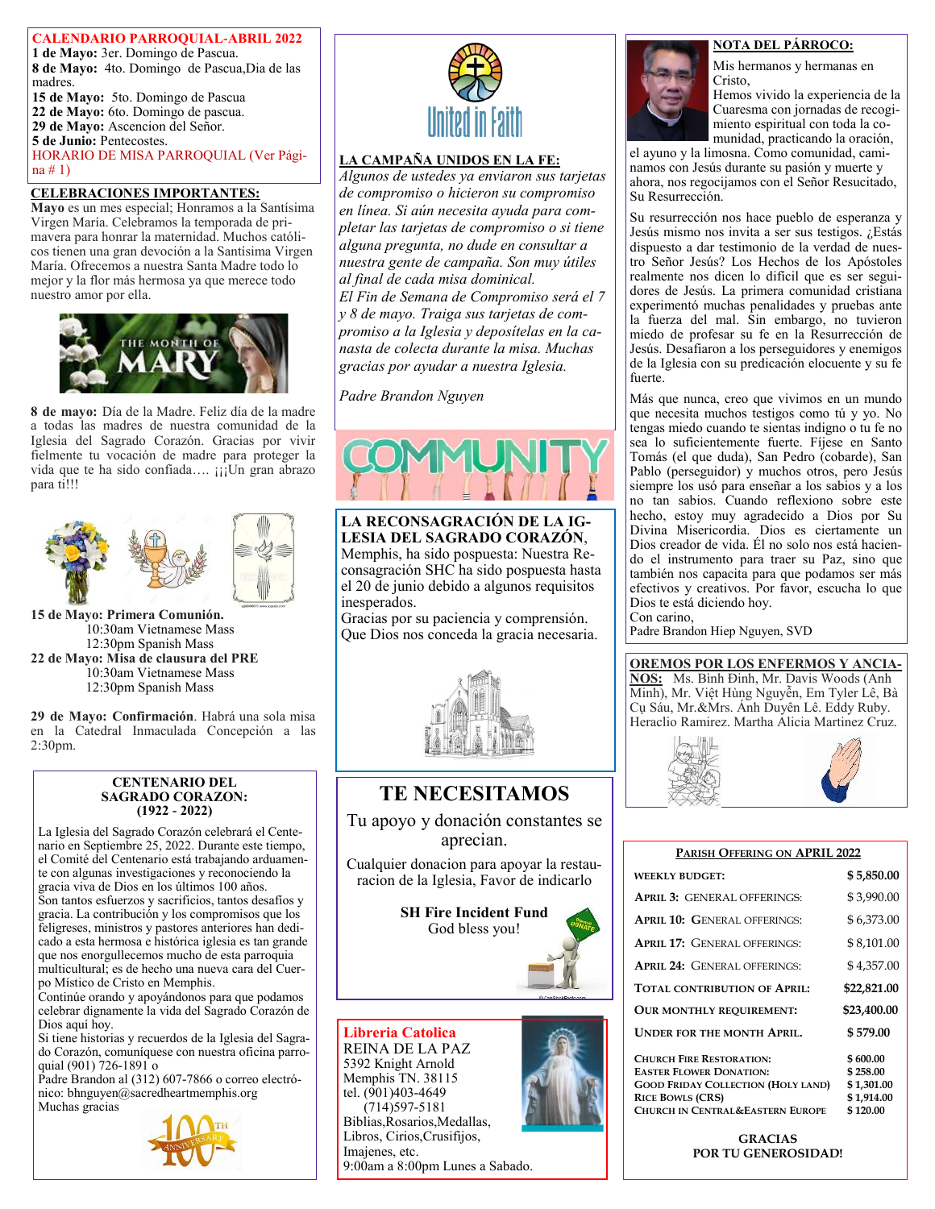## CALENDARIO PARROQUIAL-ABRIL 2022

**1 de Mayo:** 3er. Domingo de Pascua.
**8 de Mayo:** 4to. Domingo de Pascua,Dia de las madres.
**15 de Mayo:** 5to. Domingo de Pascua
**22 de Mayo:** 6to. Domingo de pascua.
**29 de Mayo:** Ascencion del Señor.
**5 de Junio:** Pentecostes.
HORARIO DE MISA PARROQUIAL (Ver Página # 1)

## CELEBRACIONES IMPORTANTES:

**Mayo** es un mes especial; Honramos a la Santísima Virgen María. Celebramos la temporada de primavera para honrar la maternidad. Muchos católicos tienen una gran devoción a la Santísima Virgen María. Ofrecemos a nuestra Santa Madre todo lo mejor y la flor más hermosa ya que merece todo nuestro amor por ella.

**8 de mayo:** Día de la Madre. Feliz día de la madre a todas las madres de nuestra comunidad de la Iglesia del Sagrado Corazón. Gracias por vivir fielmente tu vocación de madre para proteger la vida que te ha sido confiada…. ¡¡¡Un gran abrazo para ti!!!

**15 de Mayo: Primera Comunión.**
10:30am Vietnamese Mass
12:30pm Spanish Mass
**22 de Mayo: Misa de clausura del PRE**
10:30am Vietnamese Mass
12:30pm Spanish Mass

**29 de Mayo: Confirmación**. Habrá una sola misa en la Catedral Inmaculada Concepción a las 2:30pm.

### CENTENARIO DEL SAGRADO CORAZON: (1922 - 2022)

La Iglesia del Sagrado Corazón celebrará el Centenario en Septiembre 25, 2022. Durante este tiempo, el Comité del Centenario está trabajando arduamente con algunas investigaciones y reconociendo la gracia viva de Dios en los últimos 100 años.
Son tantos esfuerzos y sacrificios, tantos desafíos y gracia. La contribución y los compromisos que los feligreses, ministros y pastores anteriores han dedicado a esta hermosa e histórica iglesia es tan grande que nos energullecemos mucho de esta parroquia multicultural; es de hecho una nueva cara del Cuerpo Místico de Cristo en Memphis.
Continúe orando y apoyándonos para que podamos celebrar dignamente la vida del Sagrado Corazón de Dios aquí hoy.
Si tiene historias y recuerdos de la Iglesia del Sagrado Corazón, comuníquese con nuestra oficina parroquial (901) 726-1891 o
Padre Brandon al (312) 607-7866 o correo electrónico: bhnguyen@sacredheartmemphis.org
Muchas gracias

## LA CAMPAÑA UNIDOS EN LA FE:

*Algunos de ustedes ya enviaron sus tarjetas de compromiso o hicieron su compromiso en línea. Si aún necesita ayuda para completar las tarjetas de compromiso o si tiene alguna pregunta, no dude en consultar a nuestra gente de campaña. Son muy útiles al final de cada misa dominical.*
*El Fin de Semana de Compromiso será el 7 y 8 de mayo. Traiga sus tarjetas de compromiso a la Iglesia y deposítelas en la canasta de colecta durante la misa. Muchas gracias por ayudar a nuestra Iglesia.*

*Padre Brandon Nguyen*

**LA RECONSAGRACIÓN DE LA IGLESIA DEL SAGRADO CORAZÓN**, Memphis, ha sido pospuesta: Nuestra Reconsagración SHC ha sido pospuesta hasta el 20 de junio debido a algunos requisitos inesperados.
Gracias por su paciencia y comprensión. Que Dios nos conceda la gracia necesaria.

## TE NECESITAMOS

Tu apoyo y donación constantes se aprecian.

Cualquier donacion para apoyar la restauracion de la Iglesia, Favor de indicarlo

**SH Fire Incident Fund**
God bless you!

**Libreria Catolica**
REINA DE LA PAZ
5392 Knight Arnold
Memphis TN. 38115
tel. (901)403-4649
(714)597-5181
Biblias,Rosarios,Medallas, Libros, Cirios,Crusifijos, Imajenes, etc.
9:00am a 8:00pm Lunes a Sabado.

## NOTA DEL PÁRROCO:

Mis hermanos y hermanas en Cristo,
Hemos vivido la experiencia de la Cuaresma con jornadas de recogimiento espiritual con toda la comunidad, practicando la oración, el ayuno y la limosna. Como comunidad, caminamos con Jesús durante su pasión y muerte y ahora, nos regocijamos con el Señor Resucitado, Su Resurrección.

Su resurrección nos hace pueblo de esperanza y Jesús mismo nos invita a ser sus testigos. ¿Estás dispuesto a dar testimonio de la verdad de nuestro Señor Jesús? Los Hechos de los Apóstoles realmente nos dicen lo difícil que es ser seguidores de Jesús. La primera comunidad cristiana experimentó muchas penalidades y pruebas ante la fuerza del mal. Sin embargo, no tuvieron miedo de profesar su fe en la Resurrección de Jesús. Desafiaron a los perseguidores y enemigos de la Iglesia con su predicación elocuente y su fe fuerte.

Más que nunca, creo que vivimos en un mundo que necesita muchos testigos como tú y yo. No tengas miedo cuando te sientas indigno o tu fe no sea lo suficientemente fuerte. Fíjese en Santo Tomás (el que duda), San Pedro (cobarde), San Pablo (perseguidor) y muchos otros, pero Jesús siempre los usó para enseñar a los sabios y a los no tan sabios. Cuando reflexiono sobre este hecho, estoy muy agradecido a Dios por Su Divina Misericordia. Dios es ciertamente un Dios creador de vida. Él no solo nos está haciendo el instrumento para traer su Paz, sino que también nos capacita para que podamos ser más efectivos y creativos. Por favor, escucha lo que Dios te está diciendo hoy.
Con cariño,
Padre Brandon Hiep Nguyen, SVD

## OREMOS POR LOS ENFERMOS Y ANCIANOS:

Ms. Bình Đinh, Mr. Davis Woods (Anh Minh), Mr. Việt Hùng Nguyễn, Em Tyler Lê, Bà Cụ Sáu, Mr.&Mrs. Ánh Duyên Lê. Eddy Ruby. Heraclio Ramirez. Martha Alicia Martinez Cruz.

### PARISH OFFERING ON APRIL 2022

| | |
|---|---|
| WEEKLY BUDGET: | $ 5,850.00 |
| APRIL 3: GENERAL OFFERINGS: | $ 3,990.00 |
| APRIL 10: GENERAL OFFERINGS: | $ 6,373.00 |
| APRIL 17: GENERAL OFFERINGS: | $ 8,101.00 |
| APRIL 24: GENERAL OFFERINGS: | $ 4,357.00 |
| TOTAL CONTRIBUTION OF APRIL: | $22,821.00 |
| OUR MONTHLY REQUIREMENT: | $23,400.00 |
| UNDER FOR THE MONTH APRIL. | $ 579.00 |
| CHURCH FIRE RESTORATION: | $ 600.00 |
| EASTER FLOWER DONATION: | $ 258.00 |
| GOOD FRIDAY COLLECTION (HOLY LAND) | $ 1,301.00 |
| RICE BOWLS (CRS) | $ 1,914.00 |
| CHURCH IN CENTRAL&EASTERN EUROPE | $ 120.00 |

**GRACIAS POR TU GENEROSIDAD!**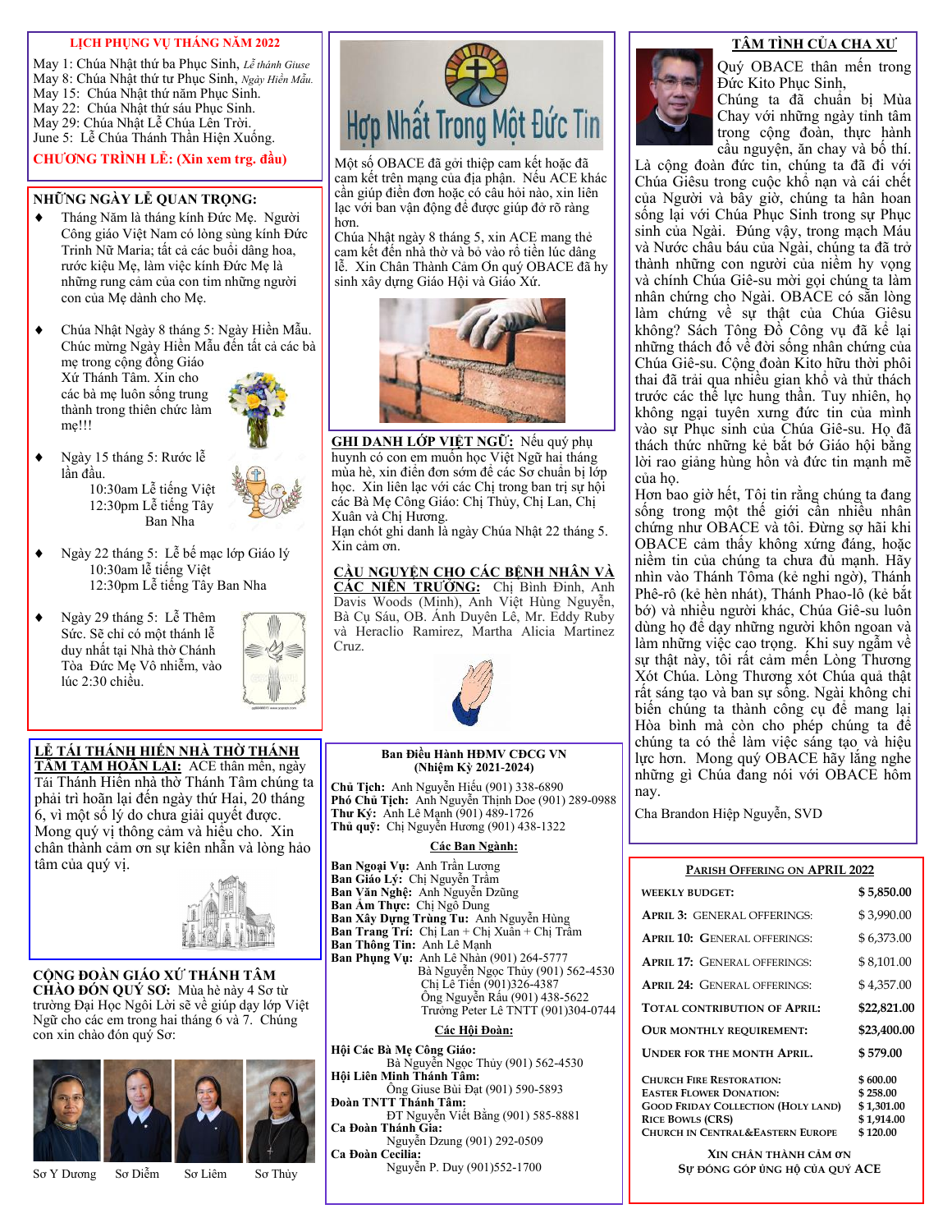## LỊCH PHỤNG VỤ THÁNG NĂM 2022

May 1: Chúa Nhật thứ ba Phục Sinh, *Lễ thánh Giuse*
May 8: Chúa Nhật thứ tư Phục Sinh, *Ngày Hiền Mẫu.*
May 15: Chúa Nhật thứ năm Phục Sinh.
May 22: Chúa Nhật thứ sáu Phục Sinh.
May 29: Chúa Nhật Lễ Chúa Lên Trời.
June 5: Lễ Chúa Thánh Thần Hiện Xuống.

**CHƯƠNG TRÌNH LỄ: (Xin xem trg. đầu)**

## NHỮNG NGÀY LỄ QUAN TRỌNG:

- Tháng Năm là tháng kính Đức Mẹ. Người Công giáo Việt Nam có lòng sùng kính Đức Trinh Nữ Maria; tất cả các buổi dâng hoa, rước kiệu Mẹ, làm việc kính Đức Mẹ là những rung cảm của con tim những người con của Mẹ dành cho Mẹ.
- Chúa Nhật Ngày 8 tháng 5: Ngày Hiền Mẫu. Chúc mừng Ngày Hiền Mẫu đến tất cả các bà mẹ trong cộng đồng Giáo Xứ Thánh Tâm. Xin cho các bà mẹ luôn sống trung thành trong thiên chức làm mẹ!!!
- Ngày 15 tháng 5: Rước lễ lần đầu.
  10:30am Lễ tiếng Việt
  12:30pm Lễ tiếng Tây Ban Nha
- Ngày 22 tháng 5: Lễ bế mạc lớp Giáo lý
  10:30am lễ tiếng Việt
  12:30pm Lễ tiếng Tây Ban Nha
- Ngày 29 tháng 5: Lễ Thêm Sức. Sẽ chỉ có một thánh lễ duy nhất tại Nhà thờ Chánh Tòa Đức Mẹ Vô nhiễm, vào lúc 2:30 chiều.

**LỄ TÁI THÁNH HIẾN NHÀ THỜ THÁNH TÂM TẠM HOÃN LẠI:** Kính thưa ACE thân mến, ngày Tái Thánh Hiến nhà thờ Thánh Tâm chúng ta phải trì hoãn lại đến ngày thứ Hai, 20 tháng 6, vì một số lý do chưa giải quyết được. Mong quý vị thông cảm và hiểu cho. Xin chân thành cảm ơn sự kiên nhẫn và lòng hảo tâm của quý vị.

**CỘNG ĐOÀN GIÁO XỨ THÁNH TÂM CHÀO ĐÓN QUÝ SƠ:** Mùa hè này 4 Sơ từ trường Đại Học Ngôi Lời sẽ về giúp dạy lớp Việt Ngữ cho các em trong hai tháng 6 và 7. Chúng con xin chào đón quý Sơ:

Sơ Y Dương    Sơ Diễm    Sơ Liêm    Sơ Thủy

## Hợp Nhất Trong Một Đức Tin

Một số OBACE đã gởi thiệp cam kết hoặc đã cam kết trên mạng của địa phận. Nếu ACE khác cần giúp điền đơn hoặc có câu hỏi nào, xin liên lạc với ban vận động để được giúp đỡ rõ ràng hơn.
Chúa Nhật ngày 8 tháng 5, xin ACE mang thẻ cam kết đến nhà thờ và bỏ vào rổ tiền lúc dâng lễ. Xin Chân Thành Cảm Ơn quý OBACE đã hy sinh xây dựng Giáo Hội và Giáo Xứ.

**GHI DANH LỚP VIỆT NGỮ:** Nếu quý phụ huynh có con em muốn học Việt Ngữ hai tháng mùa hè, xin điền đơn sớm để các Sơ chuẩn bị lớp học. Xin liên lạc với các Chị trong ban trị sự hội các Bà Mẹ Công Giáo: Chị Thủy, Chị Lan, Chị Xuân và Chị Hương.
Hạn chót ghi danh là ngày Chúa Nhật 22 tháng 5. Xin cám ơn.

**CẦU NGUYỆN CHO CÁC BỆNH NHÂN VÀ CÁC NIÊN TRƯỞNG:** Chị Bình Đinh, Anh Davis Woods (Minh), Anh Việt Hùng Nguyễn, Bà Cụ Sáu, OB. Anh Duyên Lê, Mr. Eddy Ruby và Heraclio Ramirez, Martha Alicia Martinez Cruz.

**Ban Điều Hành HĐMV CĐCG VN (Nhiệm Kỳ 2021-2024)**

**Chủ Tịch:** Anh Nguyễn Hiếu (901) 338-6890
**Phó Chủ Tịch:** Anh Nguyễn Thịnh Doe (901) 289-0988
**Thư Ký:** Anh Lê Mạnh (901) 489-1726
**Thủ quỹ:** Chị Nguyễn Hương (901) 438-1322

**Các Ban Ngành:**

**Ban Ngoại Vụ:** Anh Trần Lượng
**Ban Giáo Lý:** Chị Nguyễn Trâm
**Ban Văn Nghệ:** Anh Nguyễn Dzũng
**Ban Ẩm Thực:** Chị Ngô Dung
**Ban Xây Dựng Trùng Tu:** Anh Nguyễn Hùng
**Ban Trang Trí:** Chị Lan + Chị Xuân + Chị Trâm
**Ban Thông Tin:** Anh Lê Mạnh
**Ban Phụng Vụ:** Anh Lê Nhàn (901) 264-5777
Bà Nguyễn Ngọc Thủy (901) 562-4530
Chị Lê Tiến (901)326-4387
Ông Nguyễn Râu (901) 438-5622
Trưởng Peter Lê TNTT (901)304-0744

**Các Hội Đoàn:**

**Hội Các Bà Mẹ Công Giáo:**
Bà Nguyễn Ngọc Thủy (901) 562-4530
**Hội Liên Minh Thánh Tâm:**
Ông Giuse Bùi Đạt (901) 590-5893
**Đoàn TNTT Thánh Tâm:**
ĐT Nguyễn Viết Bằng (901) 585-8881
**Ca Đoàn Thánh Gia:**
Nguyễn Dzung (901) 292-0509
**Ca Đoàn Cecilia:**
Nguyễn P. Duy (901)552-1700

## TÂM TÌNH CỦA CHA XỨ

Quý OBACE thân mến trong Đức Kito Phục Sinh,
Chúng ta đã chuẩn bị Mùa Chay với những ngày tĩnh tâm trong cộng đoàn, thực hành cầu nguyện, ăn chay và bố thí. Là cộng đoàn đức tin, chúng ta đã đi với Chúa Giêsu trong cuộc khổ nạn và cái chết của Người và bây giờ, chúng ta hân hoan sống lại với Chúa Phục Sinh trong sự Phục sinh của Ngài. Đúng vậy, trong mạch Máu và Nước châu báu của Ngài, chúng ta đã trở thành những con người của niềm hy vọng và chính Chúa Giê-su mời gọi chúng ta làm nhân chứng cho Ngài. OBACE có sẵn lòng làm chứng về sự thật của Chúa Giêsu không? Sách Tông Đồ Công vụ đã kể lại những thách đố về đời sống nhân chứng của Chúa Giê-su. Cộng đoàn Kito hữu thời phôi thai đã trải qua nhiều gian khổ và thử thách trước các thế lực hung thần. Tuy nhiên, họ không ngại tuyên xưng đức tin của mình vào sự Phục sinh của Chúa Giê-su. Họ đã thách thức những kẻ bắt bớ Giáo hội bằng lời rao giảng hùng hồn và đức tin mạnh mẽ của họ.
Hơn bao giờ hết, Tôi tin rằng chúng ta đang sống trong một thế giới cần nhiều nhân chứng như OBACE và tôi. Đừng sợ hãi khi OBACE cảm thấy không xứng đáng, hoặc niềm tin của chúng ta chưa đủ mạnh. Hãy nhìn vào Thánh Tôma (kẻ nghi ngờ), Thánh Phê-rô (kẻ hèn nhát), Thánh Phao-lô (kẻ bắt bớ) và nhiều người khác, Chúa Giê-su luôn dùng họ để dạy những người khôn ngoan và làm những việc cao trọng. Khi suy ngẫm về sự thật này, tôi rất cảm mến Lòng Thương Xót Chúa. Lòng Thương xót Chúa quả thật rất sáng tạo và ban sự sống. Ngài không chỉ biến chúng ta thành công cụ để mang lại Hòa bình mà còn cho phép chúng ta để chúng ta có thể làm việc sáng tạo và hiệu lực hơn. Mong quý OBACE hãy lắng nghe những gì Chúa đang nói với OBACE hôm nay.

Cha Brandon Hiệp Nguyễn, SVD

## PARISH OFFERING ON APRIL 2022

| | |
|---|---|
| WEEKLY BUDGET: | $ 5,850.00 |
| APRIL 3: GENERAL OFFERINGS: | $ 3,990.00 |
| APRIL 10: GENERAL OFFERINGS: | $ 6,373.00 |
| APRIL 17: GENERAL OFFERINGS: | $ 8,101.00 |
| APRIL 24: GENERAL OFFERINGS: | $ 4,357.00 |
| TOTAL CONTRIBUTION OF APRIL: | $22,821.00 |
| OUR MONTHLY REQUIREMENT: | $23,400.00 |
| UNDER FOR THE MONTH APRIL. | $ 579.00 |
| CHURCH FIRE RESTORATION: | $ 600.00 |
| EASTER FLOWER DONATION: | $ 258.00 |
| GOOD FRIDAY COLLECTION (HOLY LAND) | $ 1,301.00 |
| RICE BOWLS (CRS) | $ 1,914.00 |
| CHURCH IN CENTRAL&EASTERN EUROPE | $ 120.00 |

XIN CHÂN THÀNH CẢM ƠN SỰ ĐÓNG GÓP ỦNG HỘ CỦA QUÝ ACE